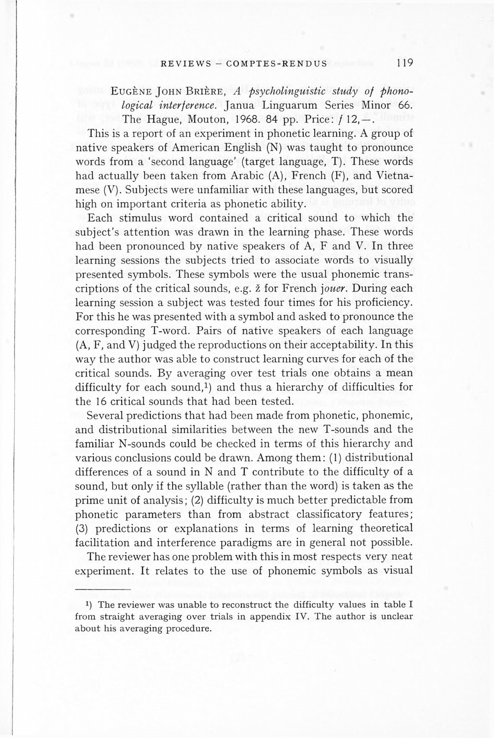EUGÈNE JOHN BRIÈRE, *A psycholinguistic study of phonological interference.* Janua Linguarum Series Minor 66. The Hague, Mouton, 1968. 84 pp. Price: *f* 12,—.

This is a report of an experiment in phonetic learning. A group of native speakers of American English (N) was taught to pronounce words from a 'second language' (target language, T). These words had actually been taken from Arabic (A), French (F), and Vietnamese (V). Subjects were unfamiliar with these languages, but scored high on important criteria as phonetic ability.

Each stimulus word contained a critical sound to which the subject's attention was drawn in the learning phase. These words had been pronounced by native speakers of A, F and V. In three learning sessions the subjects tried to associate words to visually presented symbols. These symbols were the usual phonemic transcriptions of the critical sounds, e.g. ž for French *jouer*. During each learning session a subject was tested four times for his proficiency. For this he was presented with a symbol and asked to pronounce the corresponding T-word. Pairs of native speakers of each language (A, F, and V) judged the reproductions on their acceptability. In this way the author was able to construct learning curves for each of the critical sounds. By averaging over test trials one obtains a mean difficulty for each sound,[1]) and thus a hierarchy of difficulties for the 16 critical sounds that had been tested.

Several predictions that had been made from phonetic, phonemic, and distributional similarities between the new T-sounds and the familiar N-sounds could be checked in terms of this hierarchy and various conclusions could be drawn. Among them: (1) distributional differences of a sound in N and T contribute to the difficulty of a sound, but only if the syllable (rather than the word) is taken as the prime unit of analysis; (2) difficulty is much better predictable from phonetic parameters than from abstract classificatory features; (3) predictions or explanations in terms of learning theoretical facilitation and interference paradigms are in general not possible.

The reviewer has one problem with this in most respects very neat experiment. It relates to the use of phonemic symbols as visual

---

[1]) The reviewer was unable to reconstruct the difficulty values in table I from straight averaging over trials in appendix IV. The author is unclear about his averaging procedure.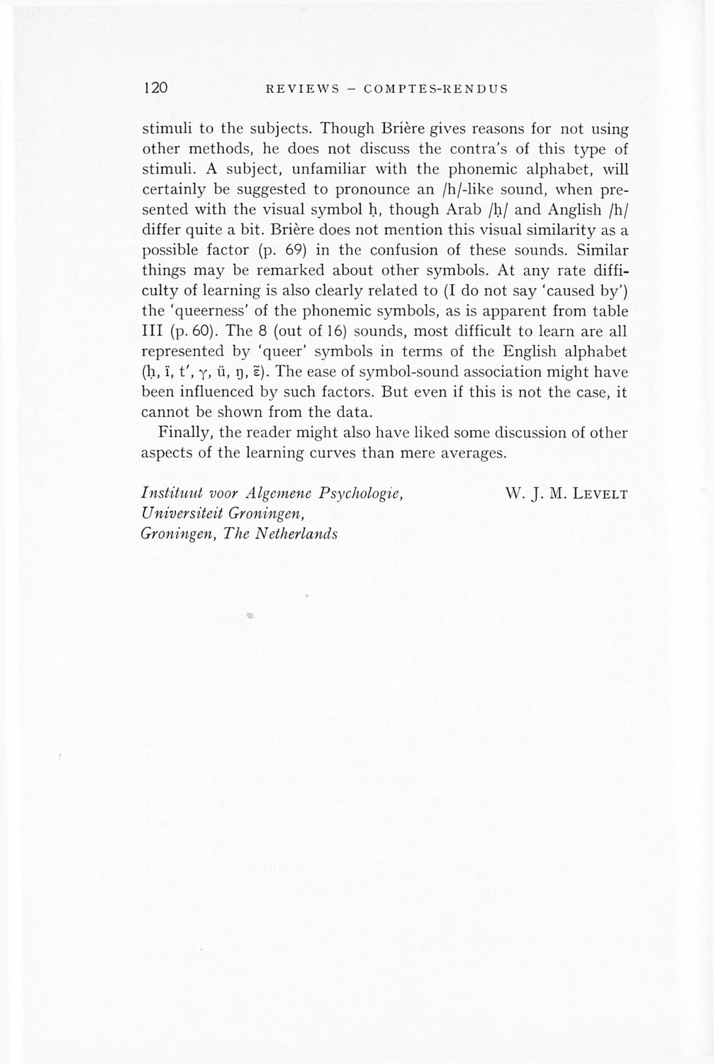stimuli to the subjects. Though Brière gives reasons for not using other methods, he does not discuss the contra's of this type of stimuli. A subject, unfamiliar with the phonemic alphabet, will certainly be suggested to pronounce an /h/-like sound, when presented with the visual symbol ḥ, though Arab /ḥ/ and Anglish /h/ differ quite a bit. Brière does not mention this visual similarity as a possible factor (p. 69) in the confusion of these sounds. Similar things may be remarked about other symbols. At any rate difficulty of learning is also clearly related to (I do not say 'caused by') the 'queerness' of the phonemic symbols, as is apparent from table III (p. 60). The 8 (out of 16) sounds, most difficult to learn are all represented by 'queer' symbols in terms of the English alphabet (ḥ, ï, t', γ, ü, ŋ, ɛ̃). The ease of symbol-sound association might have been influenced by such factors. But even if this is not the case, it cannot be shown from the data.

Finally, the reader might also have liked some discussion of other aspects of the learning curves than mere averages.

*Instituut voor Algemene Psychologie,*
*Universiteit Groningen,*
*Groningen, The Netherlands*

W. J. M. LEVELT